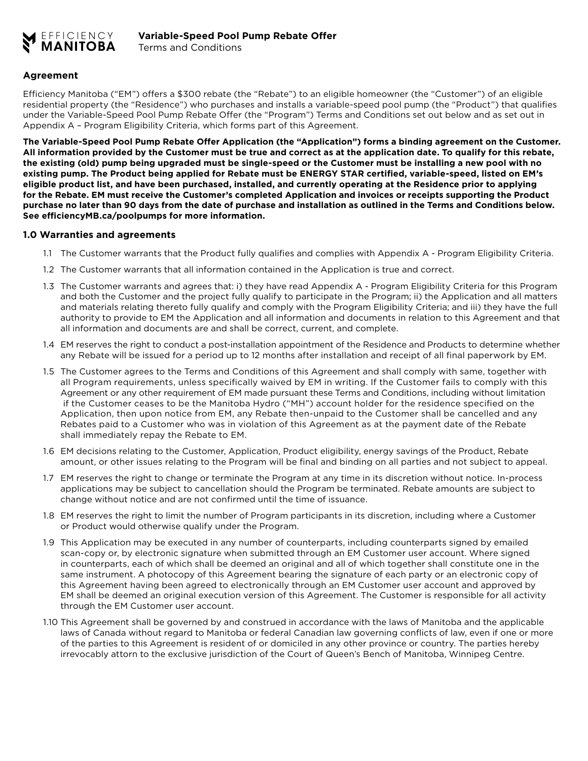EFFICIENCY **MANITOBA**

**Variable-Speed Pool Pump Rebate Offer**
Terms and Conditions

## Agreement

Efficiency Manitoba ("EM") offers a $300 rebate (the "Rebate") to an eligible homeowner (the "Customer") of an eligible residential property (the "Residence") who purchases and installs a variable-speed pool pump (the "Product") that qualifies under the Variable-Speed Pool Pump Rebate Offer (the "Program") Terms and Conditions set out below and as set out in Appendix A – Program Eligibility Criteria, which forms part of this Agreement.

**The Variable-Speed Pool Pump Rebate Offer Application (the "Application") forms a binding agreement on the Customer. All information provided by the Customer must be true and correct as at the application date. To qualify for this rebate, the existing (old) pump being upgraded must be single-speed or the Customer must be installing a new pool with no existing pump. The Product being applied for Rebate must be ENERGY STAR certified, variable-speed, listed on EM's eligible product list, and have been purchased, installed, and currently operating at the Residence prior to applying for the Rebate. EM must receive the Customer's completed Application and invoices or receipts supporting the Product purchase no later than 90 days from the date of purchase and installation as outlined in the Terms and Conditions below. See efficiencyMB.ca/poolpumps for more information.**

## 1.0 Warranties and agreements

1.1 The Customer warrants that the Product fully qualifies and complies with Appendix A - Program Eligibility Criteria.

1.2 The Customer warrants that all information contained in the Application is true and correct.

1.3 The Customer warrants and agrees that: i) they have read Appendix A - Program Eligibility Criteria for this Program and both the Customer and the project fully qualify to participate in the Program; ii) the Application and all matters and materials relating thereto fully qualify and comply with the Program Eligibility Criteria; and iii) they have the full authority to provide to EM the Application and all information and documents in relation to this Agreement and that all information and documents are and shall be correct, current, and complete.

1.4 EM reserves the right to conduct a post-installation appointment of the Residence and Products to determine whether any Rebate will be issued for a period up to 12 months after installation and receipt of all final paperwork by EM.

1.5 The Customer agrees to the Terms and Conditions of this Agreement and shall comply with same, together with all Program requirements, unless specifically waived by EM in writing. If the Customer fails to comply with this Agreement or any other requirement of EM made pursuant these Terms and Conditions, including without limitation if the Customer ceases to be the Manitoba Hydro ("MH") account holder for the residence specified on the Application, then upon notice from EM, any Rebate then-unpaid to the Customer shall be cancelled and any Rebates paid to a Customer who was in violation of this Agreement as at the payment date of the Rebate shall immediately repay the Rebate to EM.

1.6 EM decisions relating to the Customer, Application, Product eligibility, energy savings of the Product, Rebate amount, or other issues relating to the Program will be final and binding on all parties and not subject to appeal.

1.7 EM reserves the right to change or terminate the Program at any time in its discretion without notice. In-process applications may be subject to cancellation should the Program be terminated. Rebate amounts are subject to change without notice and are not confirmed until the time of issuance.

1.8 EM reserves the right to limit the number of Program participants in its discretion, including where a Customer or Product would otherwise qualify under the Program.

1.9 This Application may be executed in any number of counterparts, including counterparts signed by emailed scan-copy or, by electronic signature when submitted through an EM Customer user account. Where signed in counterparts, each of which shall be deemed an original and all of which together shall constitute one in the same instrument. A photocopy of this Agreement bearing the signature of each party or an electronic copy of this Agreement having been agreed to electronically through an EM Customer user account and approved by EM shall be deemed an original execution version of this Agreement. The Customer is responsible for all activity through the EM Customer user account.

1.10 This Agreement shall be governed by and construed in accordance with the laws of Manitoba and the applicable laws of Canada without regard to Manitoba or federal Canadian law governing conflicts of law, even if one or more of the parties to this Agreement is resident of or domiciled in any other province or country. The parties hereby irrevocably attorn to the exclusive jurisdiction of the Court of Queen's Bench of Manitoba, Winnipeg Centre.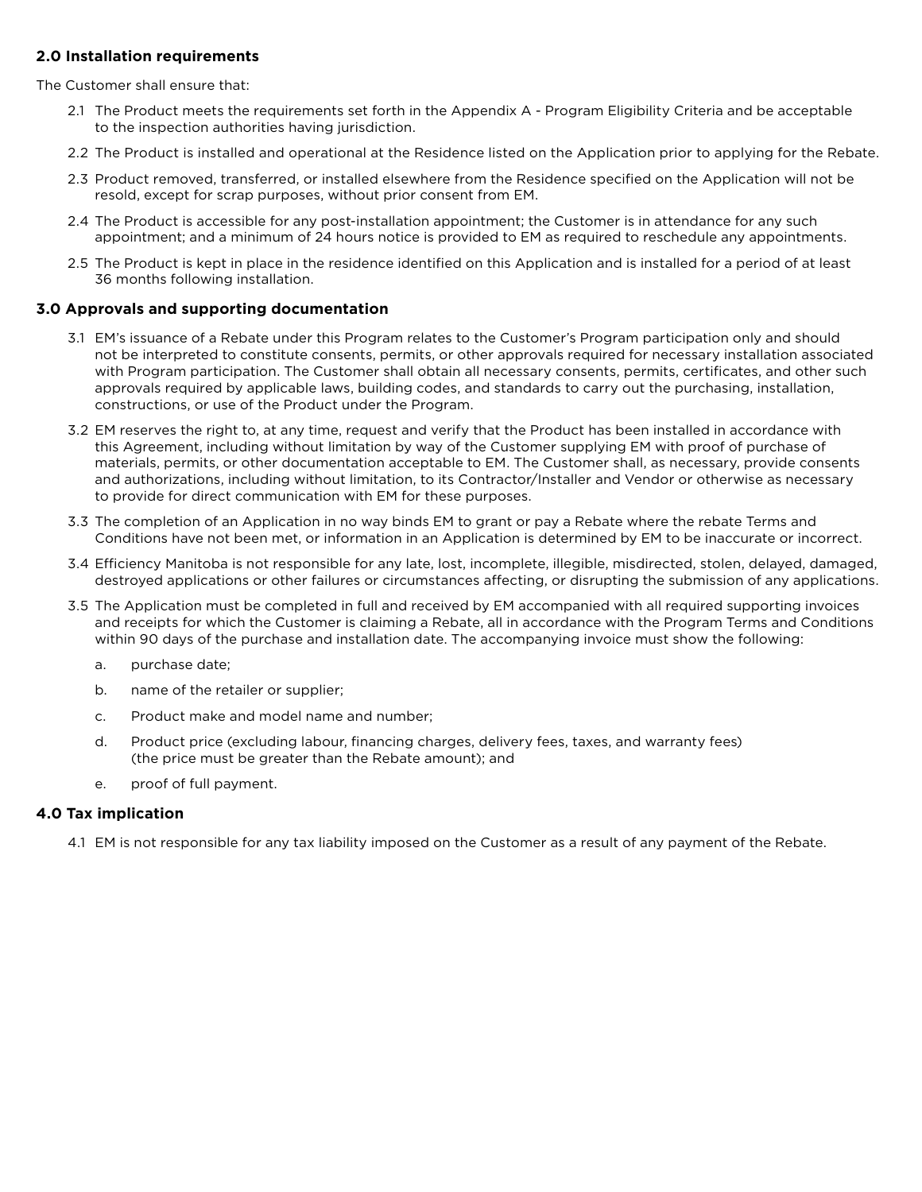### 2.0 Installation requirements

The Customer shall ensure that:

2.1 The Product meets the requirements set forth in the Appendix A - Program Eligibility Criteria and be acceptable to the inspection authorities having jurisdiction.

2.2 The Product is installed and operational at the Residence listed on the Application prior to applying for the Rebate.

2.3 Product removed, transferred, or installed elsewhere from the Residence specified on the Application will not be resold, except for scrap purposes, without prior consent from EM.

2.4 The Product is accessible for any post-installation appointment; the Customer is in attendance for any such appointment; and a minimum of 24 hours notice is provided to EM as required to reschedule any appointments.

2.5 The Product is kept in place in the residence identified on this Application and is installed for a period of at least 36 months following installation.

### 3.0 Approvals and supporting documentation

3.1 EM's issuance of a Rebate under this Program relates to the Customer's Program participation only and should not be interpreted to constitute consents, permits, or other approvals required for necessary installation associated with Program participation. The Customer shall obtain all necessary consents, permits, certificates, and other such approvals required by applicable laws, building codes, and standards to carry out the purchasing, installation, constructions, or use of the Product under the Program.

3.2 EM reserves the right to, at any time, request and verify that the Product has been installed in accordance with this Agreement, including without limitation by way of the Customer supplying EM with proof of purchase of materials, permits, or other documentation acceptable to EM. The Customer shall, as necessary, provide consents and authorizations, including without limitation, to its Contractor/Installer and Vendor or otherwise as necessary to provide for direct communication with EM for these purposes.

3.3 The completion of an Application in no way binds EM to grant or pay a Rebate where the rebate Terms and Conditions have not been met, or information in an Application is determined by EM to be inaccurate or incorrect.

3.4 Efficiency Manitoba is not responsible for any late, lost, incomplete, illegible, misdirected, stolen, delayed, damaged, destroyed applications or other failures or circumstances affecting, or disrupting the submission of any applications.

3.5 The Application must be completed in full and received by EM accompanied with all required supporting invoices and receipts for which the Customer is claiming a Rebate, all in accordance with the Program Terms and Conditions within 90 days of the purchase and installation date. The accompanying invoice must show the following:

a. purchase date;

b. name of the retailer or supplier;

c. Product make and model name and number;

d. Product price (excluding labour, financing charges, delivery fees, taxes, and warranty fees) (the price must be greater than the Rebate amount); and

e. proof of full payment.

### 4.0 Tax implication

4.1 EM is not responsible for any tax liability imposed on the Customer as a result of any payment of the Rebate.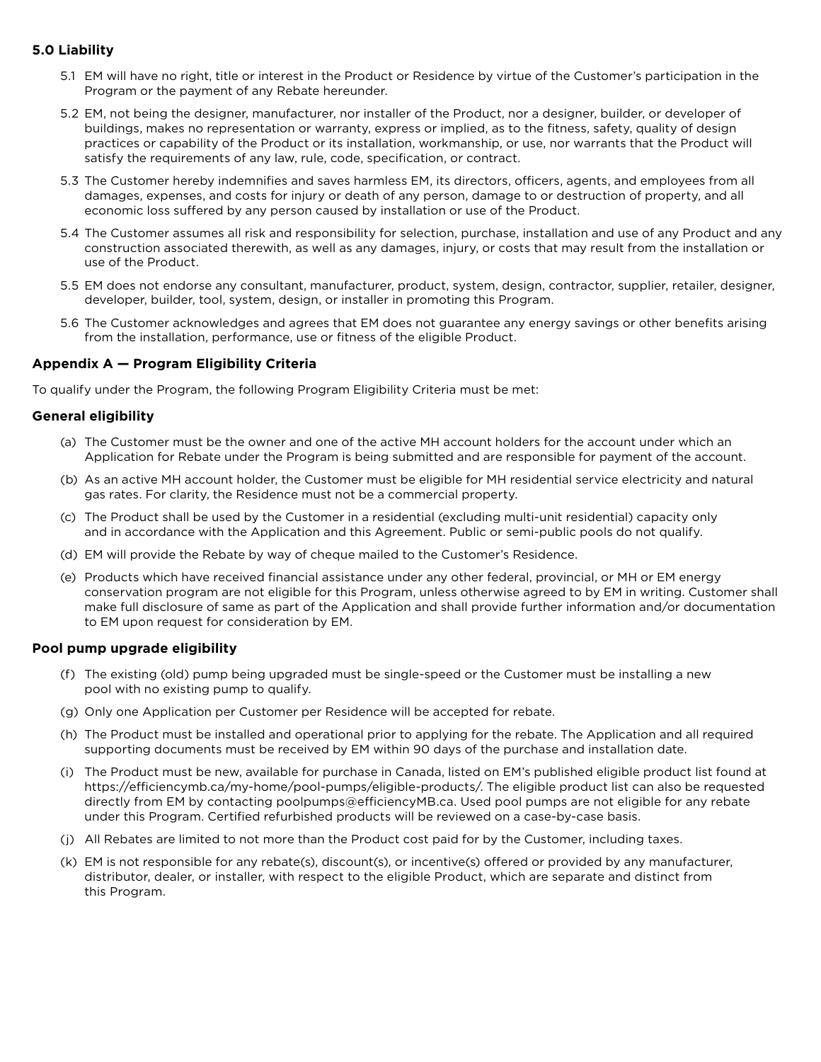## 5.0 Liability

5.1 EM will have no right, title or interest in the Product or Residence by virtue of the Customer's participation in the Program or the payment of any Rebate hereunder.

5.2 EM, not being the designer, manufacturer, nor installer of the Product, nor a designer, builder, or developer of buildings, makes no representation or warranty, express or implied, as to the fitness, safety, quality of design practices or capability of the Product or its installation, workmanship, or use, nor warrants that the Product will satisfy the requirements of any law, rule, code, specification, or contract.

5.3 The Customer hereby indemnifies and saves harmless EM, its directors, officers, agents, and employees from all damages, expenses, and costs for injury or death of any person, damage to or destruction of property, and all economic loss suffered by any person caused by installation or use of the Product.

5.4 The Customer assumes all risk and responsibility for selection, purchase, installation and use of any Product and any construction associated therewith, as well as any damages, injury, or costs that may result from the installation or use of the Product.

5.5 EM does not endorse any consultant, manufacturer, product, system, design, contractor, supplier, retailer, designer, developer, builder, tool, system, design, or installer in promoting this Program.

5.6 The Customer acknowledges and agrees that EM does not guarantee any energy savings or other benefits arising from the installation, performance, use or fitness of the eligible Product.

## Appendix A — Program Eligibility Criteria

To qualify under the Program, the following Program Eligibility Criteria must be met:

### General eligibility

(a) The Customer must be the owner and one of the active MH account holders for the account under which an Application for Rebate under the Program is being submitted and are responsible for payment of the account.

(b) As an active MH account holder, the Customer must be eligible for MH residential service electricity and natural gas rates. For clarity, the Residence must not be a commercial property.

(c) The Product shall be used by the Customer in a residential (excluding multi-unit residential) capacity only and in accordance with the Application and this Agreement. Public or semi-public pools do not qualify.

(d) EM will provide the Rebate by way of cheque mailed to the Customer's Residence.

(e) Products which have received financial assistance under any other federal, provincial, or MH or EM energy conservation program are not eligible for this Program, unless otherwise agreed to by EM in writing. Customer shall make full disclosure of same as part of the Application and shall provide further information and/or documentation to EM upon request for consideration by EM.

### Pool pump upgrade eligibility

(f) The existing (old) pump being upgraded must be single-speed or the Customer must be installing a new pool with no existing pump to qualify.

(g) Only one Application per Customer per Residence will be accepted for rebate.

(h) The Product must be installed and operational prior to applying for the rebate. The Application and all required supporting documents must be received by EM within 90 days of the purchase and installation date.

(i) The Product must be new, available for purchase in Canada, listed on EM's published eligible product list found at https://efficiencymb.ca/my-home/pool-pumps/eligible-products/. The eligible product list can also be requested directly from EM by contacting poolpumps@efficiencyMB.ca. Used pool pumps are not eligible for any rebate under this Program. Certified refurbished products will be reviewed on a case-by-case basis.

(j) All Rebates are limited to not more than the Product cost paid for by the Customer, including taxes.

(k) EM is not responsible for any rebate(s), discount(s), or incentive(s) offered or provided by any manufacturer, distributor, dealer, or installer, with respect to the eligible Product, which are separate and distinct from this Program.